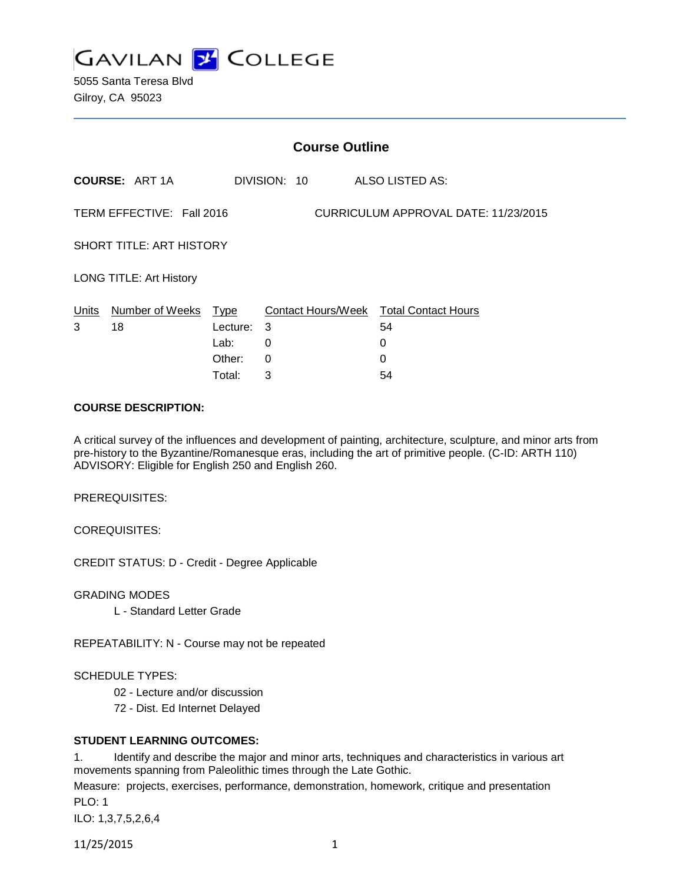# GAVILAN COLLEGE

5055 Santa Teresa Blvd
Gilroy, CA 95023

## Course Outline

**COURSE:** ART 1A DIVISION: 10 ALSO LISTED AS:

TERM EFFECTIVE: Fall 2016 CURRICULUM APPROVAL DATE: 11/23/2015

SHORT TITLE: ART HISTORY

LONG TITLE: Art History

| Units | Number of Weeks | Type | Contact Hours/Week | Total Contact Hours |
|---|---|---|---|---|
| 3 | 18 | Lecture: | 3 | 54 |
| | | Lab: | 0 | 0 |
| | | Other: | 0 | 0 |
| | | Total: | 3 | 54 |

**COURSE DESCRIPTION:**

A critical survey of the influences and development of painting, architecture, sculpture, and minor arts from pre-history to the Byzantine/Romanesque eras, including the art of primitive people. (C-ID: ARTH 110) ADVISORY: Eligible for English 250 and English 260.

PREREQUISITES:

COREQUISITES:

CREDIT STATUS: D - Credit - Degree Applicable

GRADING MODES

L - Standard Letter Grade

REPEATABILITY: N - Course may not be repeated

SCHEDULE TYPES:

02 - Lecture and/or discussion

72 - Dist. Ed Internet Delayed

**STUDENT LEARNING OUTCOMES:**

1. Identify and describe the major and minor arts, techniques and characteristics in various art movements spanning from Paleolithic times through the Late Gothic.

Measure: projects, exercises, performance, demonstration, homework, critique and presentation

PLO: 1

ILO: 1,3,7,5,2,6,4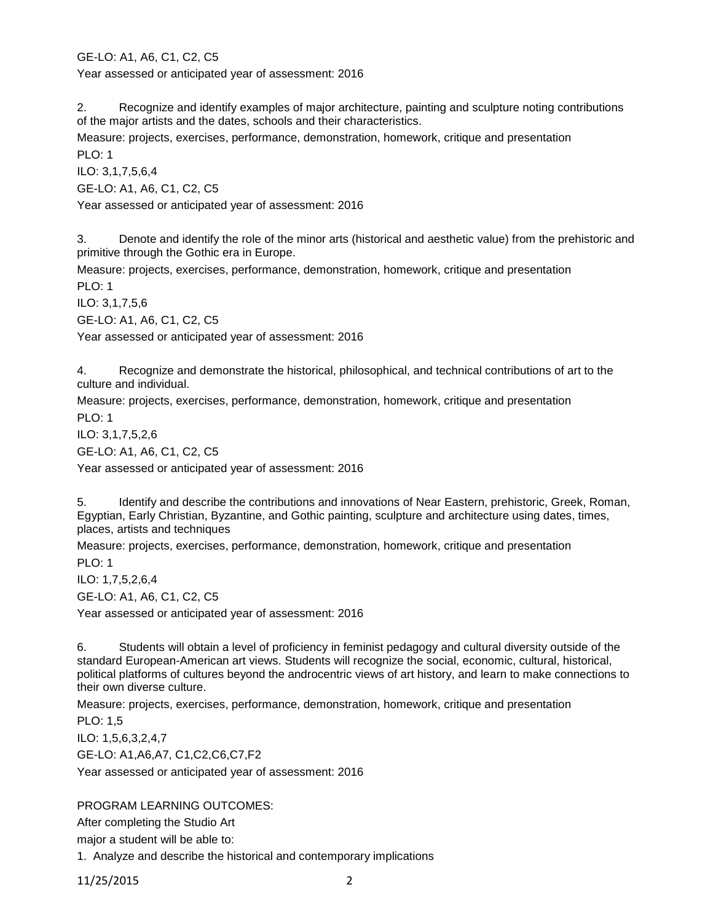GE-LO: A1, A6, C1, C2, C5

Year assessed or anticipated year of assessment: 2016

2. Recognize and identify examples of major architecture, painting and sculpture noting contributions of the major artists and the dates, schools and their characteristics.

Measure: projects, exercises, performance, demonstration, homework, critique and presentation

PLO: 1

ILO: 3,1,7,5,6,4

GE-LO: A1, A6, C1, C2, C5

Year assessed or anticipated year of assessment: 2016

3. Denote and identify the role of the minor arts (historical and aesthetic value) from the prehistoric and primitive through the Gothic era in Europe.

Measure: projects, exercises, performance, demonstration, homework, critique and presentation

PLO: 1

ILO: 3,1,7,5,6

GE-LO: A1, A6, C1, C2, C5

Year assessed or anticipated year of assessment: 2016

4. Recognize and demonstrate the historical, philosophical, and technical contributions of art to the culture and individual.

Measure: projects, exercises, performance, demonstration, homework, critique and presentation

PLO: 1

ILO: 3,1,7,5,2,6

GE-LO: A1, A6, C1, C2, C5

Year assessed or anticipated year of assessment: 2016

5. Identify and describe the contributions and innovations of Near Eastern, prehistoric, Greek, Roman, Egyptian, Early Christian, Byzantine, and Gothic painting, sculpture and architecture using dates, times, places, artists and techniques

Measure: projects, exercises, performance, demonstration, homework, critique and presentation

PLO: 1

ILO: 1,7,5,2,6,4

GE-LO: A1, A6, C1, C2, C5

Year assessed or anticipated year of assessment: 2016

6. Students will obtain a level of proficiency in feminist pedagogy and cultural diversity outside of the standard European-American art views. Students will recognize the social, economic, cultural, historical, political platforms of cultures beyond the androcentric views of art history, and learn to make connections to their own diverse culture.

Measure: projects, exercises, performance, demonstration, homework, critique and presentation

PLO: 1,5

ILO: 1,5,6,3,2,4,7

GE-LO: A1,A6,A7, C1,C2,C6,C7,F2

Year assessed or anticipated year of assessment: 2016

PROGRAM LEARNING OUTCOMES:

After completing the Studio Art

major a student will be able to:

1. Analyze and describe the historical and contemporary implications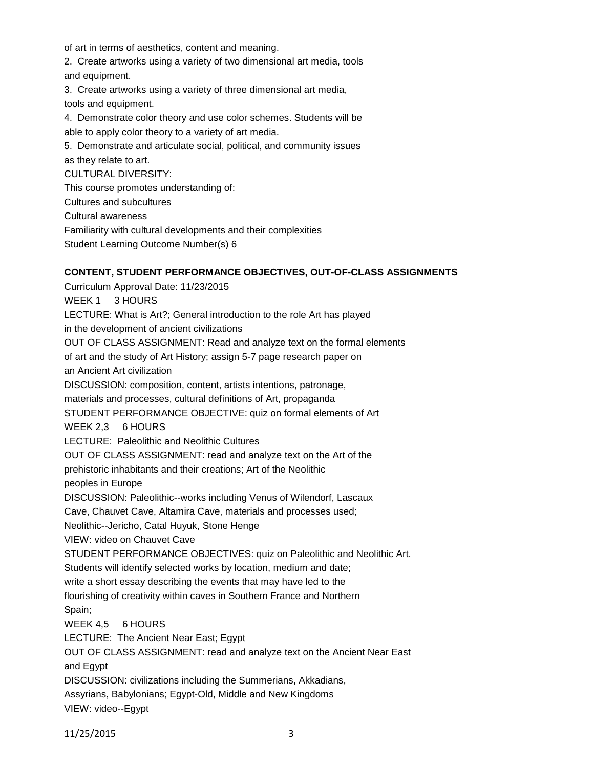of art in terms of aesthetics, content and meaning.

2. Create artworks using a variety of two dimensional art media, tools and equipment.

3. Create artworks using a variety of three dimensional art media, tools and equipment.

4. Demonstrate color theory and use color schemes. Students will be able to apply color theory to a variety of art media.

5. Demonstrate and articulate social, political, and community issues as they relate to art.

CULTURAL DIVERSITY:

This course promotes understanding of:

Cultures and subcultures

Cultural awareness

Familiarity with cultural developments and their complexities

Student Learning Outcome Number(s) 6

**CONTENT, STUDENT PERFORMANCE OBJECTIVES, OUT-OF-CLASS ASSIGNMENTS**

Curriculum Approval Date: 11/23/2015

WEEK 1 3 HOURS

LECTURE: What is Art?; General introduction to the role Art has played in the development of ancient civilizations

OUT OF CLASS ASSIGNMENT: Read and analyze text on the formal elements of art and the study of Art History; assign 5-7 page research paper on an Ancient Art civilization

DISCUSSION: composition, content, artists intentions, patronage, materials and processes, cultural definitions of Art, propaganda

STUDENT PERFORMANCE OBJECTIVE: quiz on formal elements of Art

WEEK 2,3 6 HOURS

LECTURE: Paleolithic and Neolithic Cultures

OUT OF CLASS ASSIGNMENT: read and analyze text on the Art of the prehistoric inhabitants and their creations; Art of the Neolithic peoples in Europe

DISCUSSION: Paleolithic--works including Venus of Wilendorf, Lascaux Cave, Chauvet Cave, Altamira Cave, materials and processes used; Neolithic--Jericho, Catal Huyuk, Stone Henge

VIEW: video on Chauvet Cave

STUDENT PERFORMANCE OBJECTIVES: quiz on Paleolithic and Neolithic Art. Students will identify selected works by location, medium and date; write a short essay describing the events that may have led to the flourishing of creativity within caves in Southern France and Northern Spain;

WEEK 4,5 6 HOURS

LECTURE: The Ancient Near East; Egypt

OUT OF CLASS ASSIGNMENT: read and analyze text on the Ancient Near East and Egypt

DISCUSSION: civilizations including the Summerians, Akkadians, Assyrians, Babylonians; Egypt-Old, Middle and New Kingdoms

VIEW: video--Egypt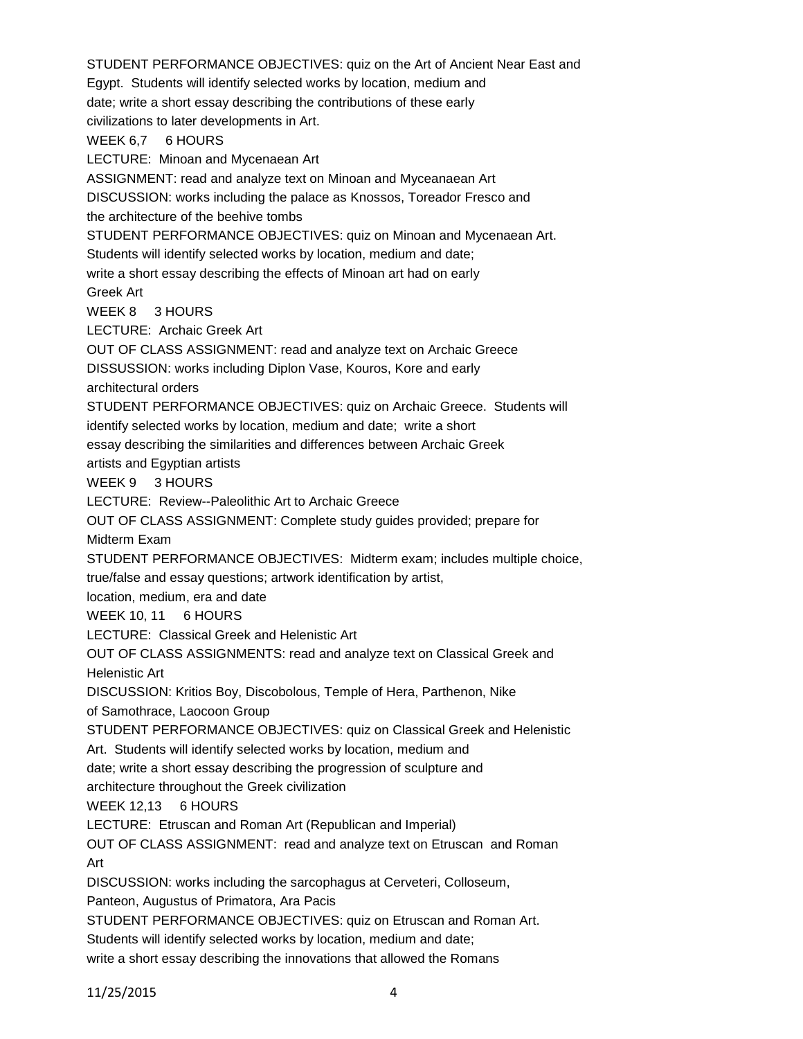STUDENT PERFORMANCE OBJECTIVES: quiz on the Art of Ancient Near East and Egypt. Students will identify selected works by location, medium and date; write a short essay describing the contributions of these early civilizations to later developments in Art.

WEEK 6,7 6 HOURS

LECTURE: Minoan and Mycenaean Art

ASSIGNMENT: read and analyze text on Minoan and Myceanaean Art

DISCUSSION: works including the palace as Knossos, Toreador Fresco and the architecture of the beehive tombs

STUDENT PERFORMANCE OBJECTIVES: quiz on Minoan and Mycenaean Art. Students will identify selected works by location, medium and date; write a short essay describing the effects of Minoan art had on early Greek Art

WEEK 8 3 HOURS

LECTURE: Archaic Greek Art

OUT OF CLASS ASSIGNMENT: read and analyze text on Archaic Greece

DISSUSSION: works including Diplon Vase, Kouros, Kore and early architectural orders

STUDENT PERFORMANCE OBJECTIVES: quiz on Archaic Greece. Students will identify selected works by location, medium and date; write a short essay describing the similarities and differences between Archaic Greek artists and Egyptian artists

WEEK 9 3 HOURS

LECTURE: Review--Paleolithic Art to Archaic Greece

OUT OF CLASS ASSIGNMENT: Complete study guides provided; prepare for Midterm Exam

STUDENT PERFORMANCE OBJECTIVES: Midterm exam; includes multiple choice, true/false and essay questions; artwork identification by artist, location, medium, era and date

WEEK 10, 11 6 HOURS

LECTURE: Classical Greek and Helenistic Art

OUT OF CLASS ASSIGNMENTS: read and analyze text on Classical Greek and Helenistic Art

DISCUSSION: Kritios Boy, Discobolous, Temple of Hera, Parthenon, Nike of Samothrace, Laocoon Group

STUDENT PERFORMANCE OBJECTIVES: quiz on Classical Greek and Helenistic Art. Students will identify selected works by location, medium and date; write a short essay describing the progression of sculpture and architecture throughout the Greek civilization

WEEK 12,13 6 HOURS

LECTURE: Etruscan and Roman Art (Republican and Imperial)

OUT OF CLASS ASSIGNMENT: read and analyze text on Etruscan and Roman Art

DISCUSSION: works including the sarcophagus at Cerveteri, Colloseum, Panteon, Augustus of Primatora, Ara Pacis

STUDENT PERFORMANCE OBJECTIVES: quiz on Etruscan and Roman Art. Students will identify selected works by location, medium and date; write a short essay describing the innovations that allowed the Romans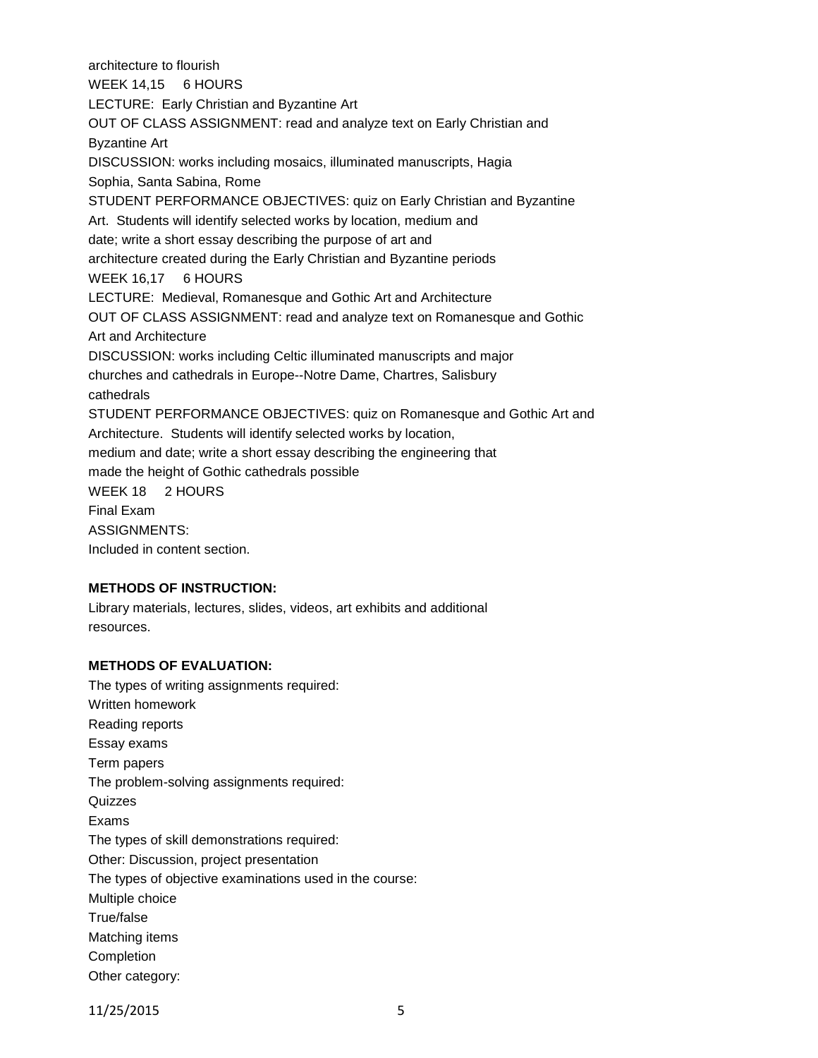architecture to flourish

WEEK 14,15 6 HOURS

LECTURE: Early Christian and Byzantine Art

OUT OF CLASS ASSIGNMENT: read and analyze text on Early Christian and Byzantine Art

DISCUSSION: works including mosaics, illuminated manuscripts, Hagia Sophia, Santa Sabina, Rome

STUDENT PERFORMANCE OBJECTIVES: quiz on Early Christian and Byzantine Art. Students will identify selected works by location, medium and date; write a short essay describing the purpose of art and architecture created during the Early Christian and Byzantine periods

WEEK 16,17 6 HOURS

LECTURE: Medieval, Romanesque and Gothic Art and Architecture

OUT OF CLASS ASSIGNMENT: read and analyze text on Romanesque and Gothic Art and Architecture

DISCUSSION: works including Celtic illuminated manuscripts and major churches and cathedrals in Europe--Notre Dame, Chartres, Salisbury cathedrals

STUDENT PERFORMANCE OBJECTIVES: quiz on Romanesque and Gothic Art and Architecture. Students will identify selected works by location, medium and date; write a short essay describing the engineering that made the height of Gothic cathedrals possible

WEEK 18 2 HOURS

Final Exam

ASSIGNMENTS:

Included in content section.

**METHODS OF INSTRUCTION:**

Library materials, lectures, slides, videos, art exhibits and additional resources.

**METHODS OF EVALUATION:**

The types of writing assignments required:

Written homework

Reading reports

Essay exams

Term papers

The problem-solving assignments required:

Quizzes

Exams

The types of skill demonstrations required:

Other: Discussion, project presentation

The types of objective examinations used in the course:

Multiple choice

True/false

Matching items

Completion

Other category: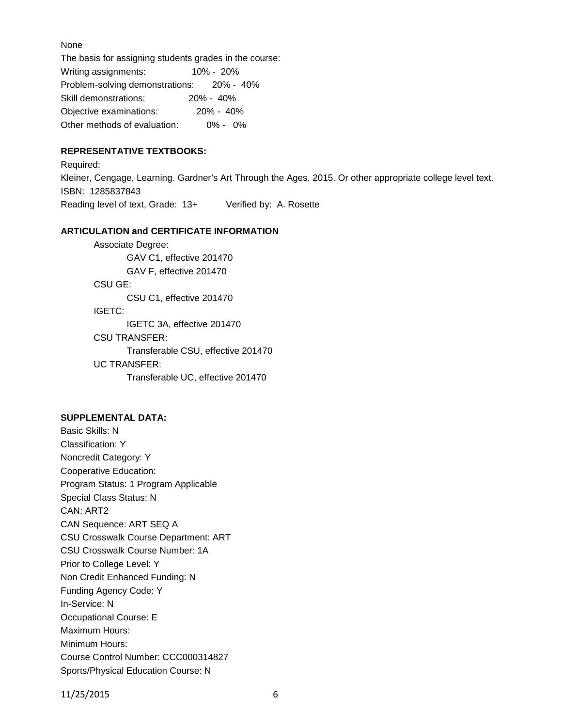None

The basis for assigning students grades in the course:

| | |
|---|---|
| Writing assignments: | 10% - 20% |
| Problem-solving demonstrations: | 20% - 40% |
| Skill demonstrations: | 20% - 40% |
| Objective examinations: | 20% - 40% |
| Other methods of evaluation: | 0% - 0% |

**REPRESENTATIVE TEXTBOOKS:**

Required:

Kleiner, Cengage, Learning. Gardner's Art Through the Ages. 2015. Or other appropriate college level text.

ISBN: 1285837843

Reading level of text, Grade: 13+ Verified by: A. Rosette

**ARTICULATION and CERTIFICATE INFORMATION**

- Associate Degree:
  - GAV C1, effective 201470
  - GAV F, effective 201470
- CSU GE:
  - CSU C1, effective 201470
- IGETC:
  - IGETC 3A, effective 201470
- CSU TRANSFER:
  - Transferable CSU, effective 201470
- UC TRANSFER:
  - Transferable UC, effective 201470

**SUPPLEMENTAL DATA:**

Basic Skills: N
Classification: Y
Noncredit Category: Y
Cooperative Education:
Program Status: 1 Program Applicable
Special Class Status: N
CAN: ART2
CAN Sequence: ART SEQ A
CSU Crosswalk Course Department: ART
CSU Crosswalk Course Number: 1A
Prior to College Level: Y
Non Credit Enhanced Funding: N
Funding Agency Code: Y
In-Service: N
Occupational Course: E
Maximum Hours:
Minimum Hours:
Course Control Number: CCC000314827
Sports/Physical Education Course: N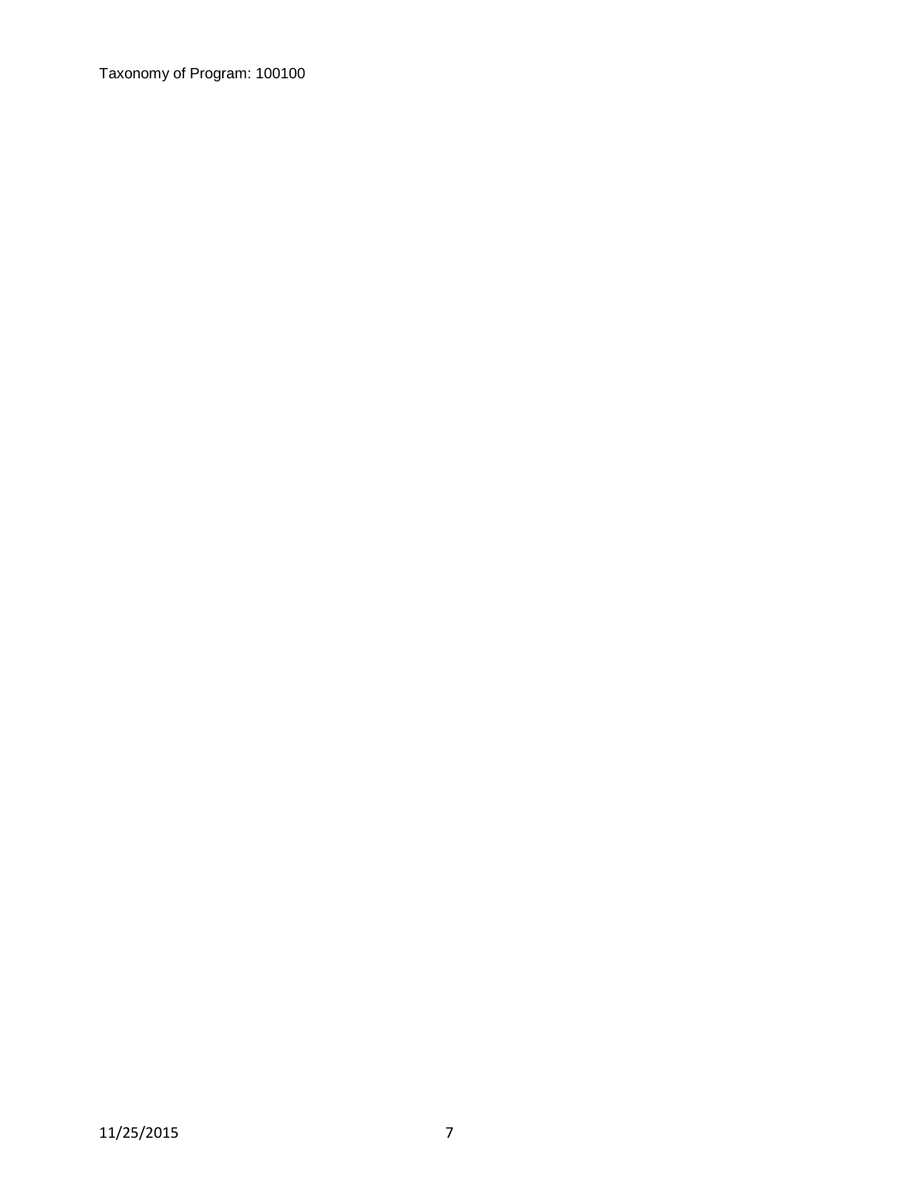Taxonomy of Program: 100100